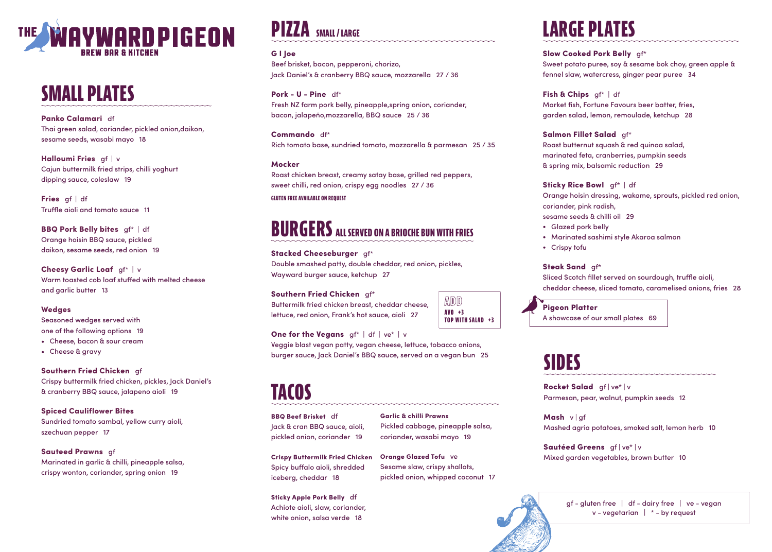# THE WAYWARD PIGEON
### BREW BAR & KITCHEN

## SMALL PLATES

**Panko Calamari** df
Thai green salad, coriander, pickled onion,daikon, sesame seeds, wasabi mayo 18

**Halloumi Fries** gf | v
Cajun buttermilk fried strips, chilli yoghurt dipping sauce, coleslaw 19

**Fries** gf | df
Truffle aioli and tomato sauce 11

**BBQ Pork Belly bites** gf* | df
Orange hoisin BBQ sauce, pickled daikon, sesame seeds, red onion 19

**Cheesy Garlic Loaf** gf* | v
Warm toasted cob loaf stuffed with melted cheese and garlic butter 13

**Wedges**
Seasoned wedges served with one of the following options 19
- Cheese, bacon & sour cream
- Cheese & gravy

**Southern Fried Chicken** gf
Crispy buttermilk fried chicken, pickles, Jack Daniel's & cranberry BBQ sauce, jalapeno aioli 19

**Spiced Cauliflower Bites**
Sundried tomato sambal, yellow curry aioli, szechuan pepper 17

**Sauteed Prawns** gf
Marinated in garlic & chilli, pineapple salsa, crispy wonton, coriander, spring onion 19

## PIZZA SMALL / LARGE

**G I Joe**
Beef brisket, bacon, pepperoni, chorizo, Jack Daniel's & cranberry BBQ sauce, mozzarella 27 / 36

**Pork - U - Pine** df*
Fresh NZ farm pork belly, pineapple,spring onion, coriander, bacon, jalapeño,mozzarella, BBQ sauce 25 / 36

**Commando** df*
Rich tomato base, sundried tomato, mozzarella & parmesan 25 / 35

**Mocker**
Roast chicken breast, creamy satay base, grilled red peppers, sweet chilli, red onion, crispy egg noodles 27 / 36

GLUTEN FREE AVAILABLE ON REQUEST

## BURGERS ALL SERVED ON A BRIOCHE BUN WITH FRIES

**Stacked Cheeseburger** gf*
Double smashed patty, double cheddar, red onion, pickles, Wayward burger sauce, ketchup 27

**Southern Fried Chicken** gf*
Buttermilk fried chicken breast, cheddar cheese, lettuce, red onion, Frank's hot sauce, aioli 27

**ADD**
AVO +3
TOP WITH SALAD +3

**One for the Vegans** gf* | df | ve* | v
Veggie blast vegan patty, vegan cheese, lettuce, tobacco onions, burger sauce, Jack Daniel's BBQ sauce, served on a vegan bun 25

## TACOS

**BBQ Beef Brisket** df
Jack & cran BBQ sauce, aioli, pickled onion, coriander 19

**Crispy Buttermilk Fried Chicken**
Spicy buffalo aioli, shredded iceberg, cheddar 18

**Sticky Apple Pork Belly** df
Achiote aioli, slaw, coriander, white onion, salsa verde 18

**Garlic & chilli Prawns**
Pickled cabbage, pineapple salsa, coriander, wasabi mayo 19

**Orange Glazed Tofu** ve
Sesame slaw, crispy shallots, pickled onion, whipped coconut 17

## LARGE PLATES

**Slow Cooked Pork Belly** gf*
Sweet potato puree, soy & sesame bok choy, green apple & fennel slaw, watercress, ginger pear puree 34

**Fish & Chips** gf* | df
Market fish, Fortune Favours beer batter, fries, garden salad, lemon, remoulade, ketchup 28

**Salmon Fillet Salad** gf*
Roast butternut squash & red quinoa salad, marinated feta, cranberries, pumpkin seeds & spring mix, balsamic reduction 29

**Sticky Rice Bowl** gf* | df
Orange hoisin dressing, wakame, sprouts, pickled red onion, coriander, pink radish, sesame seeds & chilli oil 29
- Glazed pork belly
- Marinated sashimi style Akaroa salmon
- Crispy tofu

**Steak Sand** gf*
Sliced Scotch fillet served on sourdough, truffle aioli, cheddar cheese, sliced tomato, caramelised onions, fries 28

**Pigeon Platter**
A showcase of our small plates 69

## SIDES

**Rocket Salad** gf | ve* | v
Parmesan, pear, walnut, pumpkin seeds 12

**Mash** v | gf
Mashed agria potatoes, smoked salt, lemon herb 10

**Sautéed Greens** gf | ve* | v
Mixed garden vegetables, brown butter 10

gf - gluten free | df - dairy free | ve - vegan
v - vegetarian | * - by request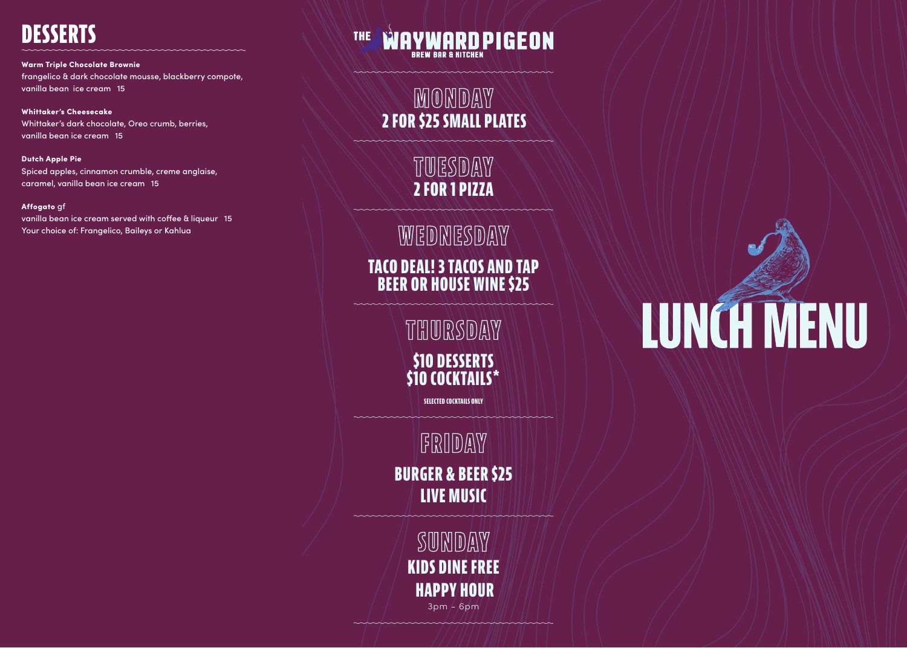# DESSERTS

**Warm Triple Chocolate Brownie**
frangelico & dark chocolate mousse, blackberry compote, vanilla bean ice cream 15

**Whittaker's Cheesecake**
Whittaker's dark chocolate, Oreo crumb, berries, vanilla bean ice cream 15

**Dutch Apple Pie**
Spiced apples, cinnamon crumble, creme anglaise, caramel, vanilla bean ice cream 15

**Affogato** gf
vanilla bean ice cream served with coffee & liqueur 15
Your choice of: Frangelico, Baileys or Kahlua

# THE WAYWARD PIGEON

BREW BAR & KITCHEN

## MONDAY

**2 FOR $25 SMALL PLATES**

## TUESDAY

**2 FOR 1 PIZZA**

## WEDNESDAY

**TACO DEAL! 3 TACOS AND TAP BEER OR HOUSE WINE $25**

## THURSDAY

**$10 DESSERTS**
**$10 COCKTAILS***

SELECTED COCKTAILS ONLY

## FRIDAY

**BURGER & BEER $25**
**LIVE MUSIC**

## SUNDAY

**KIDS DINE FREE**
**HAPPY HOUR**
3pm – 6pm

# LUNCH MENU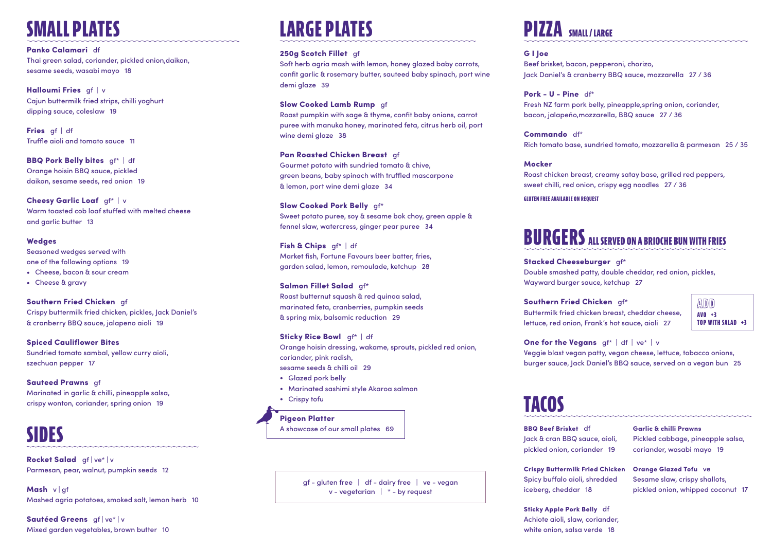# SMALL PLATES

**Panko Calamari** df
Thai green salad, coriander, pickled onion,daikon, sesame seeds, wasabi mayo 18

**Halloumi Fries** gf | v
Cajun buttermilk fried strips, chilli yoghurt dipping sauce, coleslaw 19

**Fries** gf | df
Truffle aioli and tomato sauce 11

**BBQ Pork Belly bites** gf* | df
Orange hoisin BBQ sauce, pickled daikon, sesame seeds, red onion 19

**Cheesy Garlic Loaf** gf* | v
Warm toasted cob loaf stuffed with melted cheese and garlic butter 13

**Wedges**
Seasoned wedges served with one of the following options 19

- Cheese, bacon & sour cream
- Cheese & gravy

**Southern Fried Chicken** gf
Crispy buttermilk fried chicken, pickles, Jack Daniel's & cranberry BBQ sauce, jalapeno aioli 19

**Spiced Cauliflower Bites**
Sundried tomato sambal, yellow curry aioli, szechuan pepper 17

**Sauteed Prawns** gf
Marinated in garlic & chilli, pineapple salsa, crispy wonton, coriander, spring onion 19

# SIDES

**Rocket Salad** gf | ve* | v
Parmesan, pear, walnut, pumpkin seeds 12

**Mash** v | gf
Mashed agria potatoes, smoked salt, lemon herb 10

**Sautéed Greens** gf | ve* | v
Mixed garden vegetables, brown butter 10

# LARGE PLATES

**250g Scotch Fillet** gf
Soft herb agria mash with lemon, honey glazed baby carrots, confit garlic & rosemary butter, sauteed baby spinach, port wine demi glaze 39

**Slow Cooked Lamb Rump** gf
Roast pumpkin with sage & thyme, confit baby onions, carrot puree with manuka honey, marinated feta, citrus herb oil, port wine demi glaze 38

**Pan Roasted Chicken Breast** gf
Gourmet potato with sundried tomato & chive, green beans, baby spinach with truffled mascarpone & lemon, port wine demi glaze 34

**Slow Cooked Pork Belly** gf*
Sweet potato puree, soy & sesame bok choy, green apple & fennel slaw, watercress, ginger pear puree 34

**Fish & Chips** gf* | df
Market fish, Fortune Favours beer batter, fries, garden salad, lemon, remoulade, ketchup 28

**Salmon Fillet Salad** gf*
Roast butternut squash & red quinoa salad, marinated feta, cranberries, pumpkin seeds & spring mix, balsamic reduction 29

**Sticky Rice Bowl** gf* | df
Orange hoisin dressing, wakame, sprouts, pickled red onion, coriander, pink radish, sesame seeds & chilli oil 29

- Glazed pork belly
- Marinated sashimi style Akaroa salmon
- Crispy tofu

**Pigeon Platter**
A showcase of our small plates 69

gf - gluten free | df - dairy free | ve - vegan
v - vegetarian | * - by request

# PIZZA SMALL / LARGE

**G I Joe**
Beef brisket, bacon, pepperoni, chorizo, Jack Daniel's & cranberry BBQ sauce, mozzarella 27 / 36

**Pork - U - Pine** df*
Fresh NZ farm pork belly, pineapple,spring onion, coriander, bacon, jalapeño,mozzarella, BBQ sauce 27 / 36

**Commando** df*
Rich tomato base, sundried tomato, mozzarella & parmesan 25 / 35

**Mocker**
Roast chicken breast, creamy satay base, grilled red peppers, sweet chilli, red onion, crispy egg noodles 27 / 36

GLUTEN FREE AVAILABLE ON REQUEST

# BURGERS ALL SERVED ON A BRIOCHE BUN WITH FRIES

**Stacked Cheeseburger** gf*
Double smashed patty, double cheddar, red onion, pickles, Wayward burger sauce, ketchup 27

**Southern Fried Chicken** gf*
Buttermilk fried chicken breast, cheddar cheese, lettuce, red onion, Frank's hot sauce, aioli 27

**One for the Vegans** gf* | df | ve* | v
Veggie blast vegan patty, vegan cheese, lettuce, tobacco onions, burger sauce, Jack Daniel's BBQ sauce, served on a vegan bun 25

**ADD**
AVO +3
TOP WITH SALAD +3

# TACOS

**BBQ Beef Brisket** df
Jack & cran BBQ sauce, aioli, pickled onion, coriander 19

**Crispy Buttermilk Fried Chicken**
Spicy buffalo aioli, shredded iceberg, cheddar 18

**Sticky Apple Pork Belly** df
Achiote aioli, slaw, coriander, white onion, salsa verde 18

**Garlic & chilli Prawns**
Pickled cabbage, pineapple salsa, coriander, wasabi mayo 19

**Orange Glazed Tofu** ve
Sesame slaw, crispy shallots, pickled onion, whipped coconut 17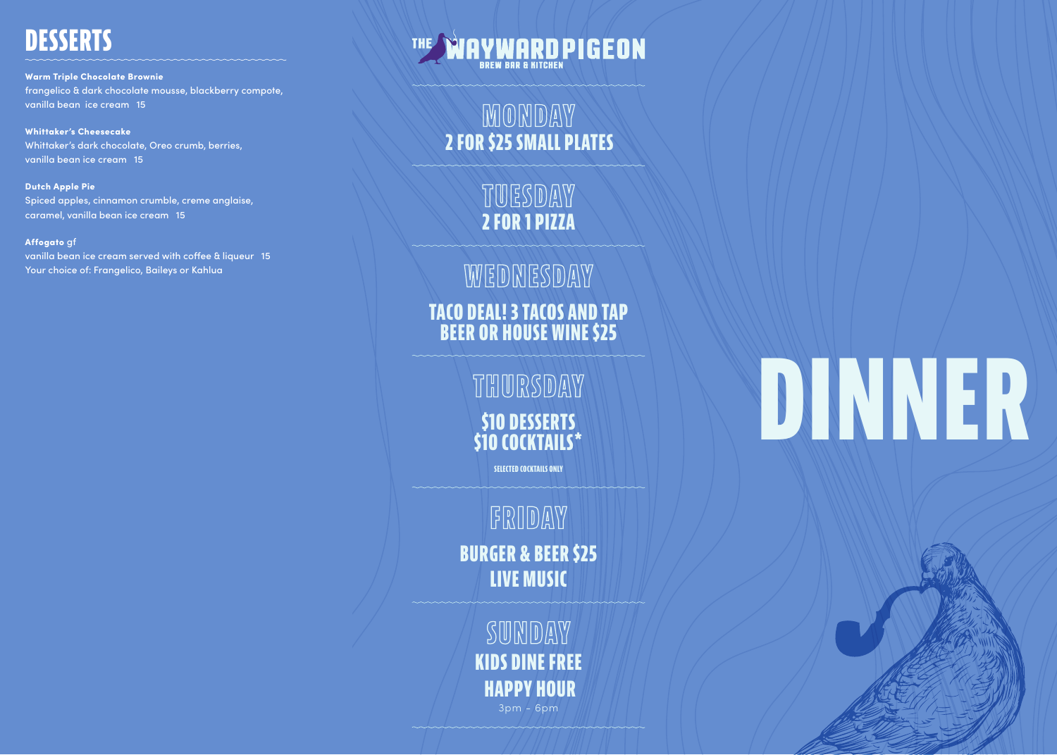# DESSERTS

**Warm Triple Chocolate Brownie**
frangelico & dark chocolate mousse, blackberry compote, vanilla bean ice cream 15

**Whittaker's Cheesecake**
Whittaker's dark chocolate, Oreo crumb, berries, vanilla bean ice cream 15

**Dutch Apple Pie**
Spiced apples, cinnamon crumble, creme anglaise, caramel, vanilla bean ice cream 15

**Affogato** gf
vanilla bean ice cream served with coffee & liqueur 15
Your choice of: Frangelico, Baileys or Kahlua

# THE WAYWARD PIGEON
BREW BAR & KITCHEN

## MONDAY
**2 FOR $25 SMALL PLATES**

## TUESDAY
**2 FOR 1 PIZZA**

## WEDNESDAY
**TACO DEAL! 3 TACOS AND TAP BEER OR HOUSE WINE $25**

## THURSDAY
**$10 DESSERTS**
**$10 COCKTAILS***

SELECTED COCKTAILS ONLY

## FRIDAY
**BURGER & BEER $25**
**LIVE MUSIC**

## SUNDAY
**KIDS DINE FREE**
**HAPPY HOUR**
3pm - 6pm

# DINNER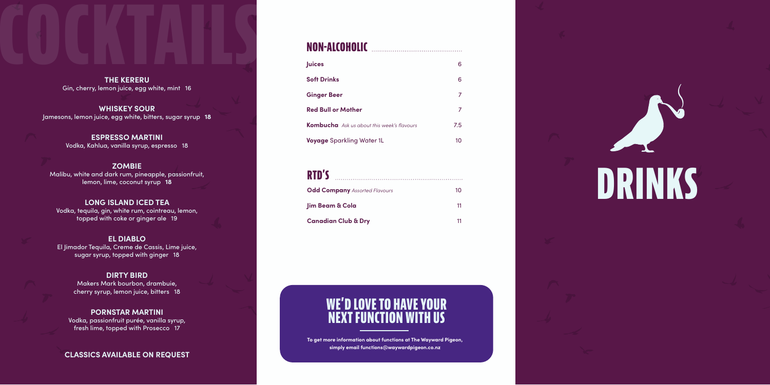# COCKTAILS

**THE KERERU**
Gin, cherry, lemon juice, egg white, mint 16

**WHISKEY SOUR**
Jamesons, lemon juice, egg white, bitters, sugar syrup **18**

**ESPRESSO MARTINI**
Vodka, Kahlua, vanilla syrup, espresso 18

**ZOMBIE**
Malibu, white and dark rum, pineapple, passionfruit, lemon, lime, coconut syrup **18**

**LONG ISLAND ICED TEA**
Vodka, tequila, gin, white rum, cointreau, lemon, topped with coke or ginger ale 19

**EL DIABLO**
El Jimador Tequila, Creme de Cassis, Lime juice, sugar syrup, topped with ginger 18

**DIRTY BIRD**
Makers Mark bourbon, drambuie, cherry syrup, lemon juice, bitters 18

**PORNSTAR MARTINI**
Vodka, passionfruit purée, vanilla syrup, fresh lime, topped with Prosecco 17

**CLASSICS AVAILABLE ON REQUEST**

## NON-ALCOHOLIC

| Item | Price |
|---|---|
| **Juices** | 6 |
| **Soft Drinks** | 6 |
| **Ginger Beer** | 7 |
| **Red Bull or Mother** | 7 |
| **Kombucha** *Ask us about this week's flavours* | 7.5 |
| **Voyage** Sparkling Water 1L | 10 |

## RTD'S

| Item | Price |
|---|---|
| **Odd Company** *Assorted Flavours* | 10 |
| **Jim Beam & Cola** | 11 |
| **Canadian Club & Dry** | 11 |

## WE'D LOVE TO HAVE YOUR NEXT FUNCTION WITH US

**To get more information about functions at The Wayward Pigeon, simply email functions@waywardpigeon.co.nz**

# DRINKS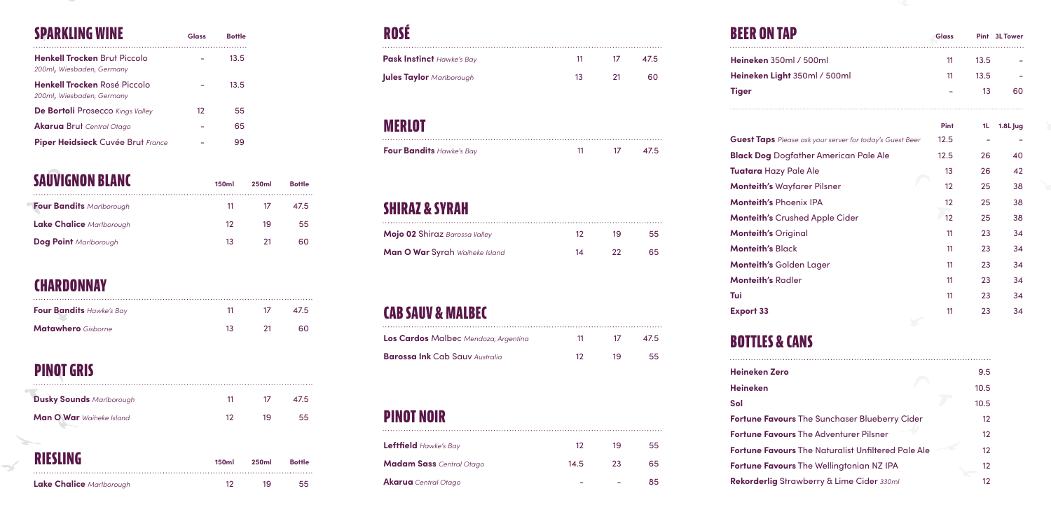## SPARKLING WINE

| | Glass | Bottle |
|---|---|---|
| **Henkell Trocken** Brut Piccolo *200ml, Wiesbaden, Germany* | - | 13.5 |
| **Henkell Trocken** Rosé Piccolo *200ml, Wiesbaden, Germany* | - | 13.5 |
| **De Bortoli** Prosecco *Kings Valley* | 12 | 55 |
| **Akarua** Brut *Central Otago* | - | 65 |
| **Piper Heidsieck** Cuvée Brut *France* | - | 99 |

## SAUVIGNON BLANC

| | 150ml | 250ml | Bottle |
|---|---|---|---|
| **Four Bandits** *Marlborough* | 11 | 17 | 47.5 |
| **Lake Chalice** *Marlborough* | 12 | 19 | 55 |
| **Dog Point** *Marlborough* | 13 | 21 | 60 |

## CHARDONNAY

| | | | |
|---|---|---|---|
| **Four Bandits** *Hawke's Bay* | 11 | 17 | 47.5 |
| **Matawhero** *Gisborne* | 13 | 21 | 60 |

## PINOT GRIS

| | | | |
|---|---|---|---|
| **Dusky Sounds** *Marlborough* | 11 | 17 | 47.5 |
| **Man O War** *Waiheke Island* | 12 | 19 | 55 |

## RIESLING

| | 150ml | 250ml | Bottle |
|---|---|---|---|
| **Lake Chalice** *Marlborough* | 12 | 19 | 55 |

## ROSÉ

| | | | |
|---|---|---|---|
| **Pask Instinct** *Hawke's Bay* | 11 | 17 | 47.5 |
| **Jules Taylor** *Marlborough* | 13 | 21 | 60 |

## MERLOT

| | | | |
|---|---|---|---|
| **Four Bandits** *Hawke's Bay* | 11 | 17 | 47.5 |

## SHIRAZ & SYRAH

| | | | |
|---|---|---|---|
| **Mojo 02** Shiraz *Barossa Valley* | 12 | 19 | 55 |
| **Man O War** Syrah *Waiheke Island* | 14 | 22 | 65 |

## CAB SAUV & MALBEC

| | | | |
|---|---|---|---|
| **Los Cardos** Malbec *Mendoza, Argentina* | 11 | 17 | 47.5 |
| **Barossa Ink** Cab Sauv *Australia* | 12 | 19 | 55 |

## PINOT NOIR

| | | | |
|---|---|---|---|
| **Leftfield** *Hawke's Bay* | 12 | 19 | 55 |
| **Madam Sass** *Central Otago* | 14.5 | 23 | 65 |
| **Akarua** *Central Otago* | - | - | 85 |

## BEER ON TAP

| | Glass | Pint | 3L Tower |
|---|---|---|---|
| **Heineken** 350ml / 500ml | 11 | 13.5 | - |
| **Heineken Light** 350ml / 500ml | 11 | 13.5 | - |
| **Tiger** | - | 13 | 60 |

| | Pint | 1L | 1.8L Jug |
|---|---|---|---|
| **Guest Taps** *Please ask your server for today's Guest Beer* | 12.5 | - | - |
| **Black Dog** Dogfather American Pale Ale | 12.5 | 26 | 40 |
| **Tuatara** Hazy Pale Ale | 13 | 26 | 42 |
| **Monteith's** Wayfarer Pilsner | 12 | 25 | 38 |
| **Monteith's** Phoenix IPA | 12 | 25 | 38 |
| **Monteith's** Crushed Apple Cider | 12 | 25 | 38 |
| **Monteith's** Original | 11 | 23 | 34 |
| **Monteith's** Black | 11 | 23 | 34 |
| **Monteith's** Golden Lager | 11 | 23 | 34 |
| **Monteith's** Radler | 11 | 23 | 34 |
| **Tui** | 11 | 23 | 34 |
| **Export 33** | 11 | 23 | 34 |

## BOTTLES & CANS

| | |
|---|---|
| **Heineken Zero** | 9.5 |
| **Heineken** | 10.5 |
| **Sol** | 10.5 |
| **Fortune Favours** The Sunchaser Blueberry Cider | 12 |
| **Fortune Favours** The Adventurer Pilsner | 12 |
| **Fortune Favours** The Naturalist Unfiltered Pale Ale | 12 |
| **Fortune Favours** The Wellingtonian NZ IPA | 12 |
| **Rekorderlig** Strawberry & Lime Cider *330ml* | 12 |